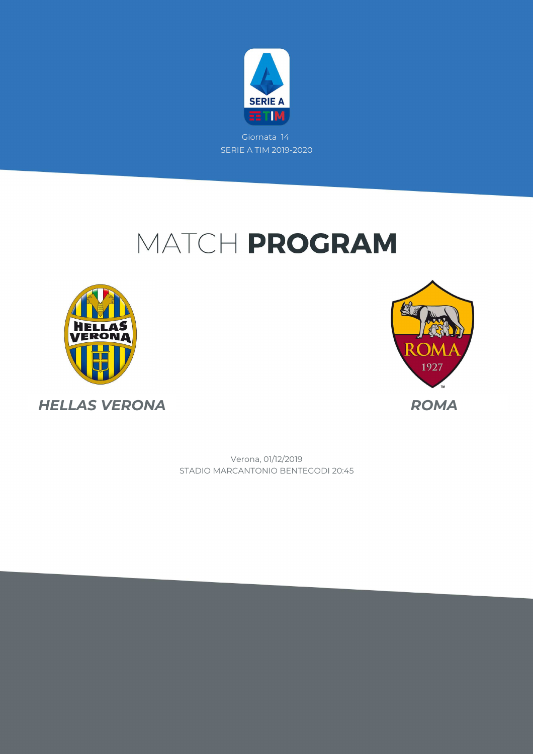Giornata 14

SERIE A TIM 2019-2020

# MATCH **PROGRAM**

***HELLAS VERONA***

***ROMA***

Verona, 01/12/2019

STADIO MARCANTONIO BENTEGODI 20:45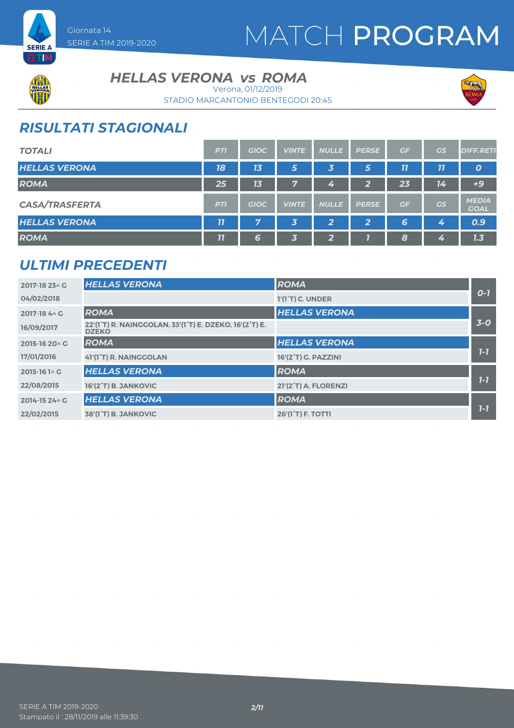# MATCH PROGRAM

Giornata 14
SERIE A TIM 2019-2020

## HELLAS VERONA vs ROMA

Verona, 01/12/2019
STADIO MARCANTONIO BENTEGODI 20:45

## RISULTATI STAGIONALI

| TOTALI | PTI | GIOC | VINTE | NULLE | PERSE | GF | GS | DIFF.RETI |
|---|---|---|---|---|---|---|---|---|
| HELLAS VERONA | 18 | 13 | 5 | 3 | 5 | 11 | 11 | 0 |
| ROMA | 25 | 13 | 7 | 4 | 2 | 23 | 14 | +9 |

| CASA/TRASFERTA | PTI | GIOC | VINTE | NULLE | PERSE | GF | GS | MEDIA GOAL |
|---|---|---|---|---|---|---|---|---|
| HELLAS VERONA | 11 | 7 | 3 | 2 | 2 | 6 | 4 | 0.9 |
| ROMA | 11 | 6 | 3 | 2 | 1 | 8 | 4 | 1.3 |

## ULTIMI PRECEDENTI

| Stagione / Data | Casa | Trasferta | Risultato |
|---|---|---|---|
| 2017-18 23^ G | HELLAS VERONA | ROMA | 0-1 |
| 04/02/2018 | | 1'(1°T) C. UNDER | |
| 2017-18 4^ G | ROMA | HELLAS VERONA | 3-0 |
| 16/09/2017 | 22'(1°T) R. NAINGGOLAN, 33'(1°T) E. DZEKO, 16'(2°T) E. DZEKO | | |
| 2015-16 20^ G | ROMA | HELLAS VERONA | 1-1 |
| 17/01/2016 | 41'(1°T) R. NAINGGOLAN | 16'(2°T) G. PAZZINI | |
| 2015-16 1^ G | HELLAS VERONA | ROMA | 1-1 |
| 22/08/2015 | 16'(2°T) B. JANKOVIC | 21'(2°T) A. FLORENZI | |
| 2014-15 24^ G | HELLAS VERONA | ROMA | 1-1 |
| 22/02/2015 | 38'(1°T) B. JANKOVIC | 26'(1°T) F. TOTTI | |

SERIE A TIM 2019-2020
Stampato il : 28/11/2019 alle 11:39:30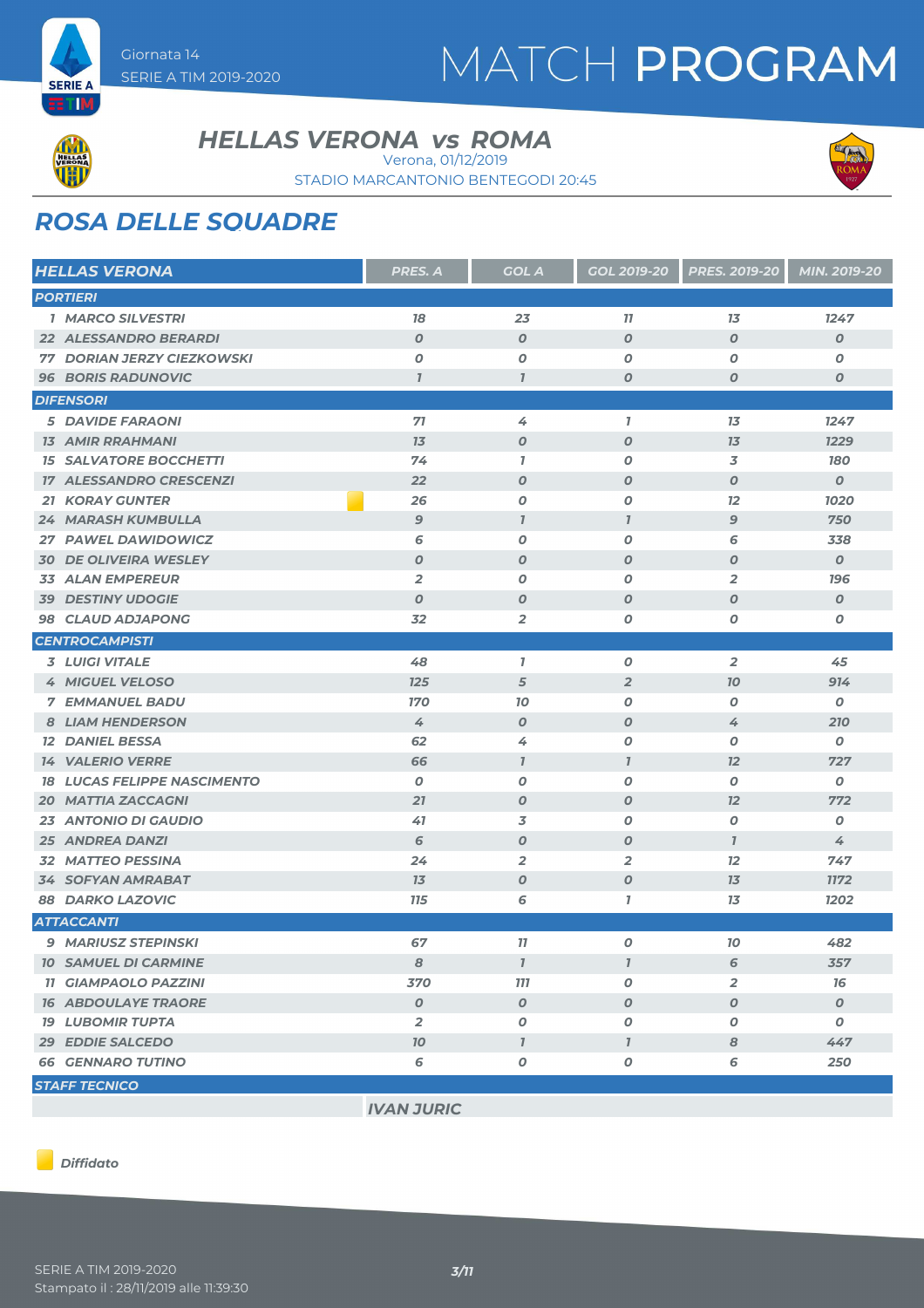Giornata 14
SERIE A TIM 2019-2020

# MATCH PROGRAM

## HELLAS VERONA vs ROMA

Verona, 01/12/2019
STADIO MARCANTONIO BENTEGODI 20:45

## ROSA DELLE SQUADRE

| HELLAS VERONA | PRES. A | GOL A | GOL 2019-20 | PRES. 2019-20 | MIN. 2019-20 |
|---|---|---|---|---|---|
| **PORTIERI** | | | | | |
| 1 MARCO SILVESTRI | 18 | 23 | 11 | 13 | 1247 |
| 22 ALESSANDRO BERARDI | 0 | 0 | 0 | 0 | 0 |
| 77 DORIAN JERZY CIEZKOWSKI | 0 | 0 | 0 | 0 | 0 |
| 96 BORIS RADUNOVIC | 1 | 1 | 0 | 0 | 0 |
| **DIFENSORI** | | | | | |
| 5 DAVIDE FARAONI | 71 | 4 | 1 | 13 | 1247 |
| 13 AMIR RRAHMANI | 13 | 0 | 0 | 13 | 1229 |
| 15 SALVATORE BOCCHETTI | 74 | 1 | 0 | 3 | 180 |
| 17 ALESSANDRO CRESCENZI | 22 | 0 | 0 | 0 | 0 |
| 21 KORAY GUNTER (Diffidato) | 26 | 0 | 0 | 12 | 1020 |
| 24 MARASH KUMBULLA | 9 | 1 | 1 | 9 | 750 |
| 27 PAWEL DAWIDOWICZ | 6 | 0 | 0 | 6 | 338 |
| 30 DE OLIVEIRA WESLEY | 0 | 0 | 0 | 0 | 0 |
| 33 ALAN EMPEREUR | 2 | 0 | 0 | 2 | 196 |
| 39 DESTINY UDOGIE | 0 | 0 | 0 | 0 | 0 |
| 98 CLAUD ADJAPONG | 32 | 2 | 0 | 0 | 0 |
| **CENTROCAMPISTI** | | | | | |
| 3 LUIGI VITALE | 48 | 1 | 0 | 2 | 45 |
| 4 MIGUEL VELOSO | 125 | 5 | 2 | 10 | 914 |
| 7 EMMANUEL BADU | 170 | 10 | 0 | 0 | 0 |
| 8 LIAM HENDERSON | 4 | 0 | 0 | 4 | 210 |
| 12 DANIEL BESSA | 62 | 4 | 0 | 0 | 0 |
| 14 VALERIO VERRE | 66 | 1 | 1 | 12 | 727 |
| 18 LUCAS FELIPPE NASCIMENTO | 0 | 0 | 0 | 0 | 0 |
| 20 MATTIA ZACCAGNI | 21 | 0 | 0 | 12 | 772 |
| 23 ANTONIO DI GAUDIO | 41 | 3 | 0 | 0 | 0 |
| 25 ANDREA DANZI | 6 | 0 | 0 | 1 | 4 |
| 32 MATTEO PESSINA | 24 | 2 | 2 | 12 | 747 |
| 34 SOFYAN AMRABAT | 13 | 0 | 0 | 13 | 1172 |
| 88 DARKO LAZOVIC | 115 | 6 | 1 | 13 | 1202 |
| **ATTACCANTI** | | | | | |
| 9 MARIUSZ STEPINSKI | 67 | 11 | 0 | 10 | 482 |
| 10 SAMUEL DI CARMINE | 8 | 1 | 1 | 6 | 357 |
| 11 GIAMPAOLO PAZZINI | 370 | 111 | 0 | 2 | 16 |
| 16 ABDOULAYE TRAORE | 0 | 0 | 0 | 0 | 0 |
| 19 LUBOMIR TUPTA | 2 | 0 | 0 | 0 | 0 |
| 29 EDDIE SALCEDO | 10 | 1 | 1 | 8 | 447 |
| 66 GENNARO TUTINO | 6 | 0 | 0 | 6 | 250 |
| **STAFF TECNICO** | | | | | |
| | IVAN JURIC | | | | |

*Diffidato*

SERIE A TIM 2019-2020
Stampato il : 28/11/2019 alle 11:39:30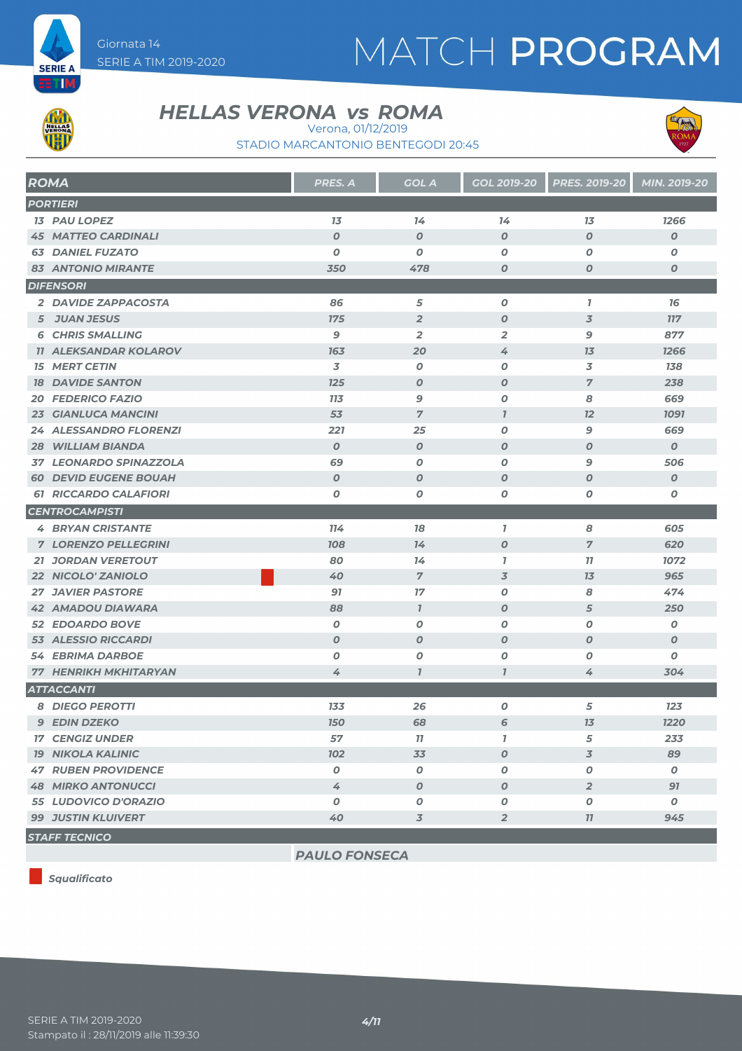Giornata 14
SERIE A TIM 2019-2020

# MATCH PROGRAM

## HELLAS VERONA vs ROMA

Verona, 01/12/2019
STADIO MARCANTONIO BENTEGODI 20:45

| ROMA | PRES. A | GOL A | GOL 2019-20 | PRES. 2019-20 | MIN. 2019-20 |
|---|---|---|---|---|---|
| **PORTIERI** | | | | | |
| 13 PAU LOPEZ | 13 | 14 | 14 | 13 | 1266 |
| 45 MATTEO CARDINALI | 0 | 0 | 0 | 0 | 0 |
| 63 DANIEL FUZATO | 0 | 0 | 0 | 0 | 0 |
| 83 ANTONIO MIRANTE | 350 | 478 | 0 | 0 | 0 |
| **DIFENSORI** | | | | | |
| 2 DAVIDE ZAPPACOSTA | 86 | 5 | 0 | 1 | 16 |
| 5 JUAN JESUS | 175 | 2 | 0 | 3 | 117 |
| 6 CHRIS SMALLING | 9 | 2 | 2 | 9 | 877 |
| 11 ALEKSANDAR KOLAROV | 163 | 20 | 4 | 13 | 1266 |
| 15 MERT CETIN | 3 | 0 | 0 | 3 | 138 |
| 18 DAVIDE SANTON | 125 | 0 | 0 | 7 | 238 |
| 20 FEDERICO FAZIO | 113 | 9 | 0 | 8 | 669 |
| 23 GIANLUCA MANCINI | 53 | 7 | 1 | 12 | 1091 |
| 24 ALESSANDRO FLORENZI | 221 | 25 | 0 | 9 | 669 |
| 28 WILLIAM BIANDA | 0 | 0 | 0 | 0 | 0 |
| 37 LEONARDO SPINAZZOLA | 69 | 0 | 0 | 9 | 506 |
| 60 DEVID EUGENE BOUAH | 0 | 0 | 0 | 0 | 0 |
| 61 RICCARDO CALAFIORI | 0 | 0 | 0 | 0 | 0 |
| **CENTROCAMPISTI** | | | | | |
| 4 BRYAN CRISTANTE | 114 | 18 | 1 | 8 | 605 |
| 7 LORENZO PELLEGRINI | 108 | 14 | 0 | 7 | 620 |
| 21 JORDAN VERETOUT | 80 | 14 | 1 | 11 | 1072 |
| 22 NICOLO' ZANIOLO (Squalificato) | 40 | 7 | 3 | 13 | 965 |
| 27 JAVIER PASTORE | 91 | 17 | 0 | 8 | 474 |
| 42 AMADOU DIAWARA | 88 | 1 | 0 | 5 | 250 |
| 52 EDOARDO BOVE | 0 | 0 | 0 | 0 | 0 |
| 53 ALESSIO RICCARDI | 0 | 0 | 0 | 0 | 0 |
| 54 EBRIMA DARBOE | 0 | 0 | 0 | 0 | 0 |
| 77 HENRIKH MKHITARYAN | 4 | 1 | 1 | 4 | 304 |
| **ATTACCANTI** | | | | | |
| 8 DIEGO PEROTTI | 133 | 26 | 0 | 5 | 123 |
| 9 EDIN DZEKO | 150 | 68 | 6 | 13 | 1220 |
| 17 CENGIZ UNDER | 57 | 11 | 1 | 5 | 233 |
| 19 NIKOLA KALINIC | 102 | 33 | 0 | 3 | 89 |
| 47 RUBEN PROVIDENCE | 0 | 0 | 0 | 0 | 0 |
| 48 MIRKO ANTONUCCI | 4 | 0 | 0 | 2 | 91 |
| 55 LUDOVICO D'ORAZIO | 0 | 0 | 0 | 0 | 0 |
| 99 JUSTIN KLUIVERT | 40 | 3 | 2 | 11 | 945 |
| **STAFF TECNICO** | | | | | |
| | PAULO FONSECA | | | | |

Squalificato

SERIE A TIM 2019-2020
Stampato il : 28/11/2019 alle 11:39:30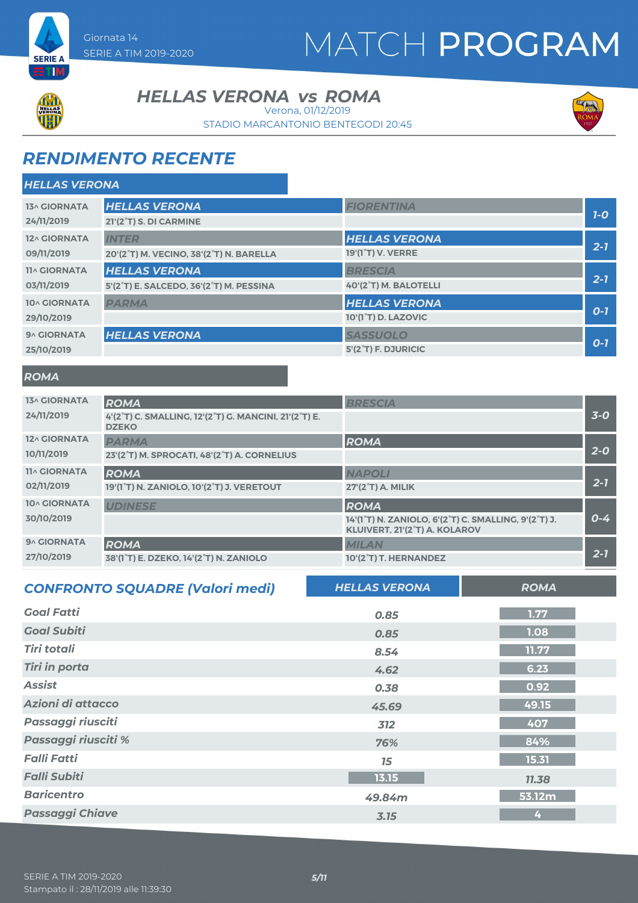Giornata 14
SERIE A TIM 2019-2020

# MATCH PROGRAM

## HELLAS VERONA vs ROMA

Verona, 01/12/2019
STADIO MARCANTONIO BENTEGODI 20:45

## RENDIMENTO RECENTE

### HELLAS VERONA

| Giornata | Casa | Ospite | Risultato |
|---|---|---|---|
| 13^ GIORNATA 24/11/2019 | HELLAS VERONA<br>21'(2°T) S. DI CARMINE | FIORENTINA | 1-0 |
| 12^ GIORNATA 09/11/2019 | INTER<br>20'(2°T) M. VECINO, 38'(2°T) N. BARELLA | HELLAS VERONA<br>19'(1°T) V. VERRE | 2-1 |
| 11^ GIORNATA 03/11/2019 | HELLAS VERONA<br>5'(2°T) E. SALCEDO, 36'(2°T) M. PESSINA | BRESCIA<br>40'(2°T) M. BALOTELLI | 2-1 |
| 10^ GIORNATA 29/10/2019 | PARMA | HELLAS VERONA<br>10'(1°T) D. LAZOVIC | 0-1 |
| 9^ GIORNATA 25/10/2019 | HELLAS VERONA | SASSUOLO<br>5'(2°T) F. DJURICIC | 0-1 |

### ROMA

| Giornata | Casa | Ospite | Risultato |
|---|---|---|---|
| 13^ GIORNATA 24/11/2019 | ROMA<br>4'(2°T) C. SMALLING, 12'(2°T) G. MANCINI, 21'(2°T) E. DZEKO | BRESCIA | 3-0 |
| 12^ GIORNATA 10/11/2019 | PARMA<br>23'(2°T) M. SPROCATI, 48'(2°T) A. CORNELIUS | ROMA | 2-0 |
| 11^ GIORNATA 02/11/2019 | ROMA<br>19'(1°T) N. ZANIOLO, 10'(2°T) J. VERETOUT | NAPOLI<br>27'(2°T) A. MILIK | 2-1 |
| 10^ GIORNATA 30/10/2019 | UDINESE | ROMA<br>14'(1°T) N. ZANIOLO, 6'(2°T) C. SMALLING, 9'(2°T) J. KLUIVERT, 21'(2°T) A. KOLAROV | 0-4 |
| 9^ GIORNATA 27/10/2019 | ROMA<br>38'(1°T) E. DZEKO, 14'(2°T) N. ZANIOLO | MILAN<br>10'(2°T) T. HERNANDEZ | 2-1 |

## CONFRONTO SQUADRE (Valori medi)

| | HELLAS VERONA | ROMA |
|---|---|---|
| Goal Fatti | 0.85 | 1.77 |
| Goal Subiti | 0.85 | 1.08 |
| Tiri totali | 8.54 | 11.77 |
| Tiri in porta | 4.62 | 6.23 |
| Assist | 0.38 | 0.92 |
| Azioni di attacco | 45.69 | 49.15 |
| Passaggi riusciti | 312 | 407 |
| Passaggi riusciti % | 76% | 84% |
| Falli Fatti | 15 | 15.31 |
| Falli Subiti | 13.15 | 11.38 |
| Baricentro | 49.84m | 53.12m |
| Passaggi Chiave | 3.15 | 4 |

SERIE A TIM 2019-2020
Stampato il : 28/11/2019 alle 11:39:30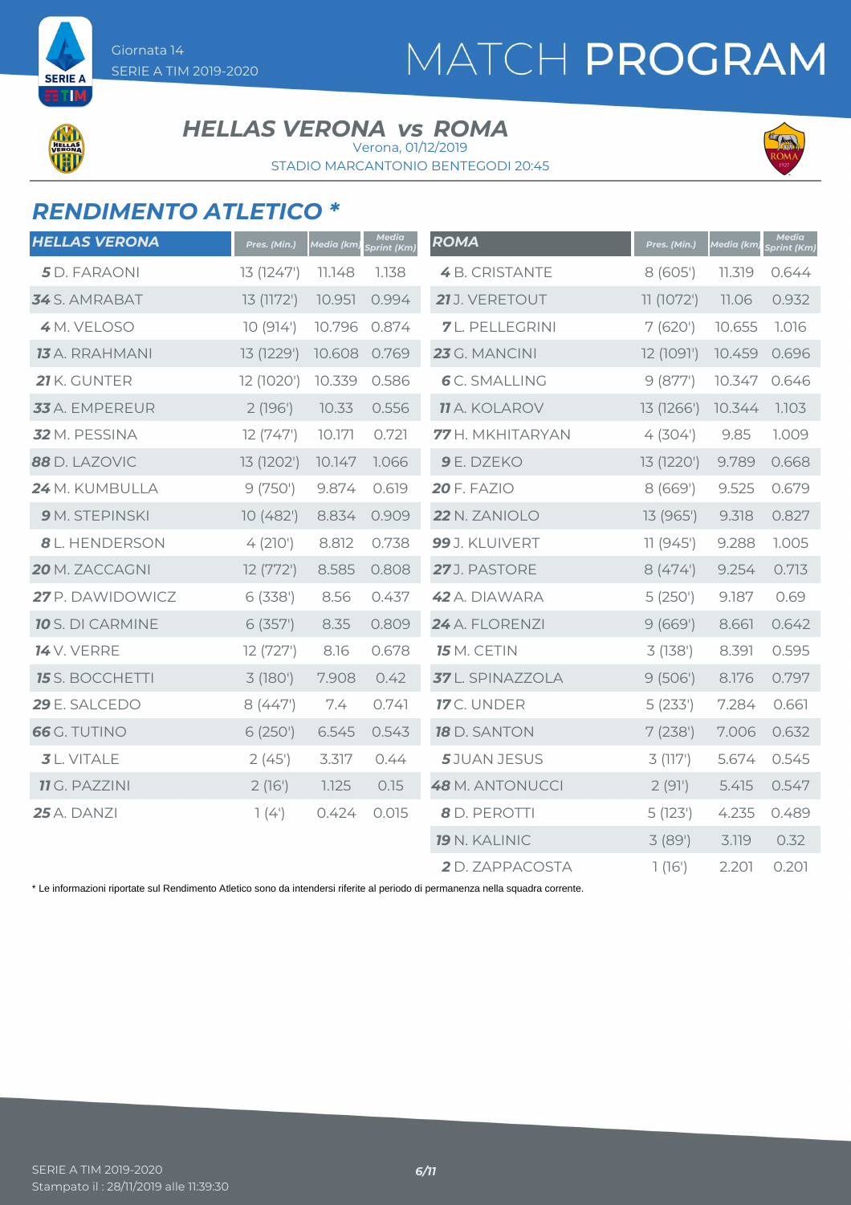# MATCH PROGRAM

Giornata 14
SERIE A TIM 2019-2020

## HELLAS VERONA vs ROMA

Verona, 01/12/2019
STADIO MARCANTONIO BENTEGODI 20:45

## RENDIMENTO ATLETICO *

| HELLAS VERONA | Pres. (Min.) | Media (km) | Media Sprint (Km) |
|---|---|---|---|
| 5 D. FARAONI | 13 (1247') | 11.148 | 1.138 |
| 34 S. AMRABAT | 13 (1172') | 10.951 | 0.994 |
| 4 M. VELOSO | 10 (914') | 10.796 | 0.874 |
| 13 A. RRAHMANI | 13 (1229') | 10.608 | 0.769 |
| 21 K. GUNTER | 12 (1020') | 10.339 | 0.586 |
| 33 A. EMPEREUR | 2 (196') | 10.33 | 0.556 |
| 32 M. PESSINA | 12 (747') | 10.171 | 0.721 |
| 88 D. LAZOVIC | 13 (1202') | 10.147 | 1.066 |
| 24 M. KUMBULLA | 9 (750') | 9.874 | 0.619 |
| 9 M. STEPINSKI | 10 (482') | 8.834 | 0.909 |
| 8 L. HENDERSON | 4 (210') | 8.812 | 0.738 |
| 20 M. ZACCAGNI | 12 (772') | 8.585 | 0.808 |
| 27 P. DAWIDOWICZ | 6 (338') | 8.56 | 0.437 |
| 10 S. DI CARMINE | 6 (357') | 8.35 | 0.809 |
| 14 V. VERRE | 12 (727') | 8.16 | 0.678 |
| 15 S. BOCCHETTI | 3 (180') | 7.908 | 0.42 |
| 29 E. SALCEDO | 8 (447') | 7.4 | 0.741 |
| 66 G. TUTINO | 6 (250') | 6.545 | 0.543 |
| 3 L. VITALE | 2 (45') | 3.317 | 0.44 |
| 11 G. PAZZINI | 2 (16') | 1.125 | 0.15 |
| 25 A. DANZI | 1 (4') | 0.424 | 0.015 |

| ROMA | Pres. (Min.) | Media (km) | Media Sprint (Km) |
|---|---|---|---|
| 4 B. CRISTANTE | 8 (605') | 11.319 | 0.644 |
| 21 J. VERETOUT | 11 (1072') | 11.06 | 0.932 |
| 7 L. PELLEGRINI | 7 (620') | 10.655 | 1.016 |
| 23 G. MANCINI | 12 (1091') | 10.459 | 0.696 |
| 6 C. SMALLING | 9 (877') | 10.347 | 0.646 |
| 11 A. KOLAROV | 13 (1266') | 10.344 | 1.103 |
| 77 H. MKHITARYAN | 4 (304') | 9.85 | 1.009 |
| 9 E. DZEKO | 13 (1220') | 9.789 | 0.668 |
| 20 F. FAZIO | 8 (669') | 9.525 | 0.679 |
| 22 N. ZANIOLO | 13 (965') | 9.318 | 0.827 |
| 99 J. KLUIVERT | 11 (945') | 9.288 | 1.005 |
| 27 J. PASTORE | 8 (474') | 9.254 | 0.713 |
| 42 A. DIAWARA | 5 (250') | 9.187 | 0.69 |
| 24 A. FLORENZI | 9 (669') | 8.661 | 0.642 |
| 15 M. CETIN | 3 (138') | 8.391 | 0.595 |
| 37 L. SPINAZZOLA | 9 (506') | 8.176 | 0.797 |
| 17 C. UNDER | 5 (233') | 7.284 | 0.661 |
| 18 D. SANTON | 7 (238') | 7.006 | 0.632 |
| 5 JUAN JESUS | 3 (117') | 5.674 | 0.545 |
| 48 M. ANTONUCCI | 2 (91') | 5.415 | 0.547 |
| 8 D. PEROTTI | 5 (123') | 4.235 | 0.489 |
| 19 N. KALINIC | 3 (89') | 3.119 | 0.32 |
| 2 D. ZAPPACOSTA | 1 (16') | 2.201 | 0.201 |

* Le informazioni riportate sul Rendimento Atletico sono da intendersi riferite al periodo di permanenza nella squadra corrente.

SERIE A TIM 2019-2020
Stampato il : 28/11/2019 alle 11:39:30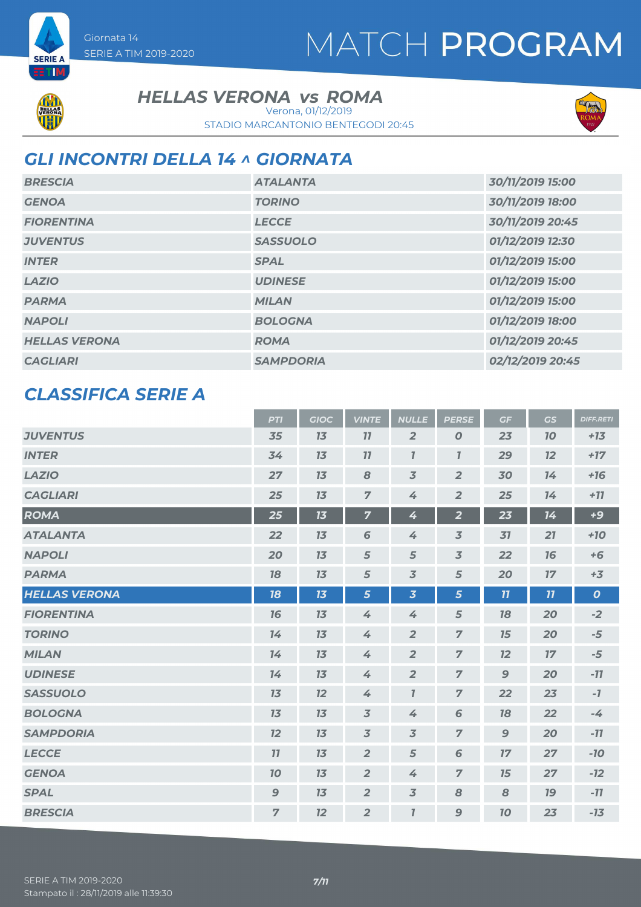Giornata 14
SERIE A TIM 2019-2020

# MATCH PROGRAM

**HELLAS VERONA vs ROMA**
Verona, 01/12/2019
STADIO MARCANTONIO BENTEGODI 20:45

## GLI INCONTRI DELLA 14 ^ GIORNATA

| | | |
|---|---|---|
| BRESCIA | ATALANTA | 30/11/2019 15:00 |
| GENOA | TORINO | 30/11/2019 18:00 |
| FIORENTINA | LECCE | 30/11/2019 20:45 |
| JUVENTUS | SASSUOLO | 01/12/2019 12:30 |
| INTER | SPAL | 01/12/2019 15:00 |
| LAZIO | UDINESE | 01/12/2019 15:00 |
| PARMA | MILAN | 01/12/2019 15:00 |
| NAPOLI | BOLOGNA | 01/12/2019 18:00 |
| HELLAS VERONA | ROMA | 01/12/2019 20:45 |
| CAGLIARI | SAMPDORIA | 02/12/2019 20:45 |

## CLASSIFICA SERIE A

| | PTI | GIOC | VINTE | NULLE | PERSE | GF | GS | DIFF.RETI |
|---|---|---|---|---|---|---|---|---|
| JUVENTUS | 35 | 13 | 11 | 2 | 0 | 23 | 10 | +13 |
| INTER | 34 | 13 | 11 | 1 | 1 | 29 | 12 | +17 |
| LAZIO | 27 | 13 | 8 | 3 | 2 | 30 | 14 | +16 |
| CAGLIARI | 25 | 13 | 7 | 4 | 2 | 25 | 14 | +11 |
| ROMA | 25 | 13 | 7 | 4 | 2 | 23 | 14 | +9 |
| ATALANTA | 22 | 13 | 6 | 4 | 3 | 31 | 21 | +10 |
| NAPOLI | 20 | 13 | 5 | 5 | 3 | 22 | 16 | +6 |
| PARMA | 18 | 13 | 5 | 3 | 5 | 20 | 17 | +3 |
| HELLAS VERONA | 18 | 13 | 5 | 3 | 5 | 11 | 11 | 0 |
| FIORENTINA | 16 | 13 | 4 | 4 | 5 | 18 | 20 | -2 |
| TORINO | 14 | 13 | 4 | 2 | 7 | 15 | 20 | -5 |
| MILAN | 14 | 13 | 4 | 2 | 7 | 12 | 17 | -5 |
| UDINESE | 14 | 13 | 4 | 2 | 7 | 9 | 20 | -11 |
| SASSUOLO | 13 | 12 | 4 | 1 | 7 | 22 | 23 | -1 |
| BOLOGNA | 13 | 13 | 3 | 4 | 6 | 18 | 22 | -4 |
| SAMPDORIA | 12 | 13 | 3 | 3 | 7 | 9 | 20 | -11 |
| LECCE | 11 | 13 | 2 | 5 | 6 | 17 | 27 | -10 |
| GENOA | 10 | 13 | 2 | 4 | 7 | 15 | 27 | -12 |
| SPAL | 9 | 13 | 2 | 3 | 8 | 8 | 19 | -11 |
| BRESCIA | 7 | 12 | 2 | 1 | 9 | 10 | 23 | -13 |

SERIE A TIM 2019-2020
Stampato il : 28/11/2019 alle 11:39:30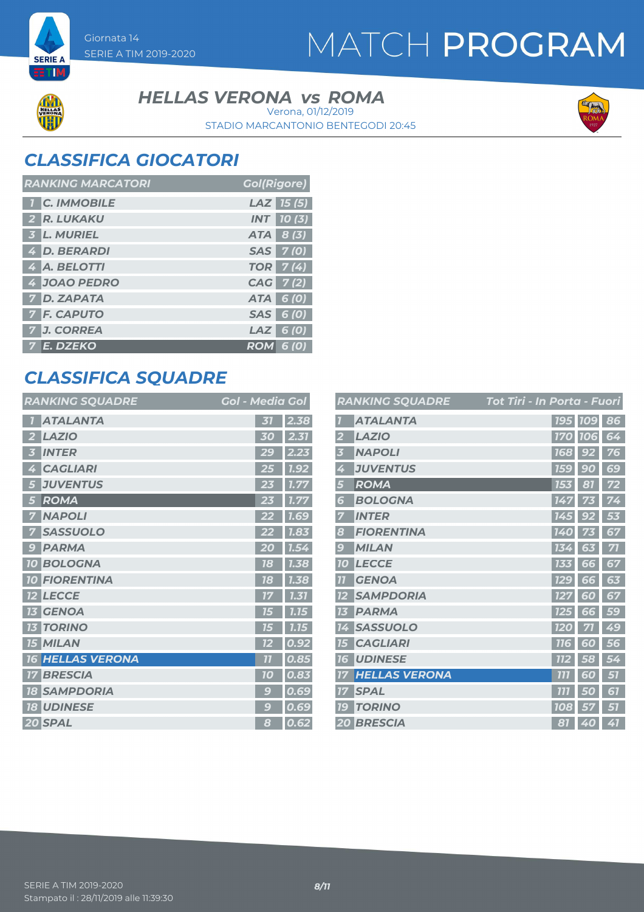Giornata 14
SERIE A TIM 2019-2020

# MATCH PROGRAM

## HELLAS VERONA vs ROMA

Verona, 01/12/2019
STADIO MARCANTONIO BENTEGODI 20:45

## CLASSIFICA GIOCATORI

| | RANKING MARCATORI | | Gol(Rigore) |
|---|---|---|---|
| 1 | C. IMMOBILE | LAZ | 15 (5) |
| 2 | R. LUKAKU | INT | 10 (3) |
| 3 | L. MURIEL | ATA | 8 (3) |
| 4 | D. BERARDI | SAS | 7 (0) |
| 4 | A. BELOTTI | TOR | 7 (4) |
| 4 | JOAO PEDRO | CAG | 7 (2) |
| 7 | D. ZAPATA | ATA | 6 (0) |
| 7 | F. CAPUTO | SAS | 6 (0) |
| 7 | J. CORREA | LAZ | 6 (0) |
| 7 | E. DZEKO | ROM | 6 (0) |

## CLASSIFICA SQUADRE

| | RANKING SQUADRE | Gol | Media Gol |
|---|---|---|---|
| 1 | ATALANTA | 31 | 2.38 |
| 2 | LAZIO | 30 | 2.31 |
| 3 | INTER | 29 | 2.23 |
| 4 | CAGLIARI | 25 | 1.92 |
| 5 | JUVENTUS | 23 | 1.77 |
| 5 | ROMA | 23 | 1.77 |
| 7 | NAPOLI | 22 | 1.69 |
| 7 | SASSUOLO | 22 | 1.83 |
| 9 | PARMA | 20 | 1.54 |
| 10 | BOLOGNA | 18 | 1.38 |
| 10 | FIORENTINA | 18 | 1.38 |
| 12 | LECCE | 17 | 1.31 |
| 13 | GENOA | 15 | 1.15 |
| 13 | TORINO | 15 | 1.15 |
| 15 | MILAN | 12 | 0.92 |
| 16 | HELLAS VERONA | 11 | 0.85 |
| 17 | BRESCIA | 10 | 0.83 |
| 18 | SAMPDORIA | 9 | 0.69 |
| 18 | UDINESE | 9 | 0.69 |
| 20 | SPAL | 8 | 0.62 |

| | RANKING SQUADRE | Tot Tiri | In Porta | Fuori |
|---|---|---|---|---|
| 1 | ATALANTA | 195 | 109 | 86 |
| 2 | LAZIO | 170 | 106 | 64 |
| 3 | NAPOLI | 168 | 92 | 76 |
| 4 | JUVENTUS | 159 | 90 | 69 |
| 5 | ROMA | 153 | 81 | 72 |
| 6 | BOLOGNA | 147 | 73 | 74 |
| 7 | INTER | 145 | 92 | 53 |
| 8 | FIORENTINA | 140 | 73 | 67 |
| 9 | MILAN | 134 | 63 | 71 |
| 10 | LECCE | 133 | 66 | 67 |
| 11 | GENOA | 129 | 66 | 63 |
| 12 | SAMPDORIA | 127 | 60 | 67 |
| 13 | PARMA | 125 | 66 | 59 |
| 14 | SASSUOLO | 120 | 71 | 49 |
| 15 | CAGLIARI | 116 | 60 | 56 |
| 16 | UDINESE | 112 | 58 | 54 |
| 17 | HELLAS VERONA | 111 | 60 | 51 |
| 17 | SPAL | 111 | 50 | 61 |
| 19 | TORINO | 108 | 57 | 51 |
| 20 | BRESCIA | 81 | 40 | 41 |

SERIE A TIM 2019-2020
Stampato il : 28/11/2019 alle 11:39:30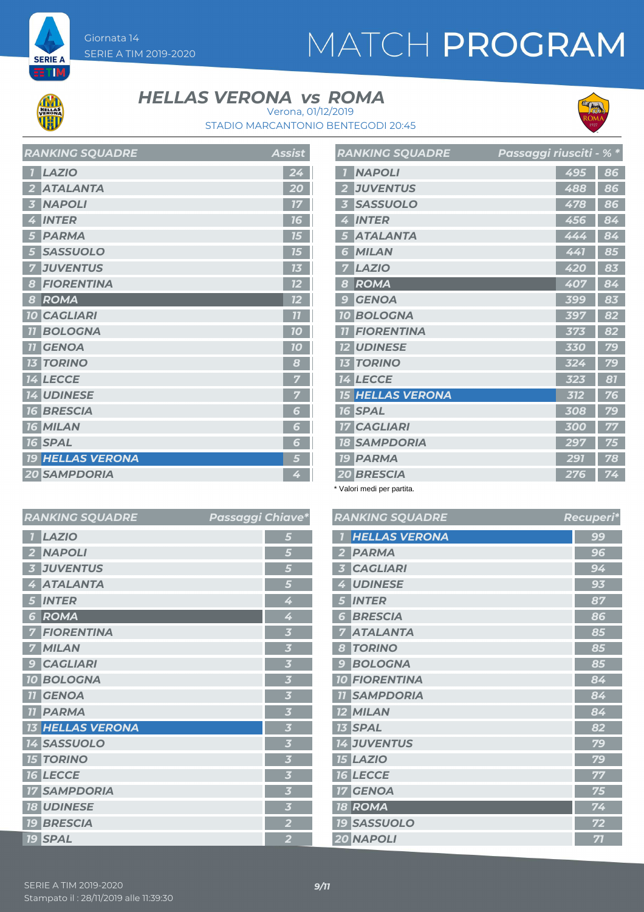Giornata 14
SERIE A TIM 2019-2020

# MATCH PROGRAM

## HELLAS VERONA vs ROMA

Verona, 01/12/2019
STADIO MARCANTONIO BENTEGODI 20:45

| RANKING SQUADRE | | Assist |
|---|---|---|
| 1 | LAZIO | 24 |
| 2 | ATALANTA | 20 |
| 3 | NAPOLI | 17 |
| 4 | INTER | 16 |
| 5 | PARMA | 15 |
| 5 | SASSUOLO | 15 |
| 7 | JUVENTUS | 13 |
| 8 | FIORENTINA | 12 |
| 8 | ROMA | 12 |
| 10 | CAGLIARI | 11 |
| 11 | BOLOGNA | 10 |
| 11 | GENOA | 10 |
| 13 | TORINO | 8 |
| 14 | LECCE | 7 |
| 14 | UDINESE | 7 |
| 16 | BRESCIA | 6 |
| 16 | MILAN | 6 |
| 16 | SPAL | 6 |
| 19 | HELLAS VERONA | 5 |
| 20 | SAMPDORIA | 4 |

| RANKING SQUADRE | | Passaggi riusciti | % * |
|---|---|---|---|
| 1 | NAPOLI | 495 | 86 |
| 2 | JUVENTUS | 488 | 86 |
| 3 | SASSUOLO | 478 | 86 |
| 4 | INTER | 456 | 84 |
| 5 | ATALANTA | 444 | 84 |
| 6 | MILAN | 441 | 85 |
| 7 | LAZIO | 420 | 83 |
| 8 | ROMA | 407 | 84 |
| 9 | GENOA | 399 | 83 |
| 10 | BOLOGNA | 397 | 82 |
| 11 | FIORENTINA | 373 | 82 |
| 12 | UDINESE | 330 | 79 |
| 13 | TORINO | 324 | 79 |
| 14 | LECCE | 323 | 81 |
| 15 | HELLAS VERONA | 312 | 76 |
| 16 | SPAL | 308 | 79 |
| 17 | CAGLIARI | 300 | 77 |
| 18 | SAMPDORIA | 297 | 75 |
| 19 | PARMA | 291 | 78 |
| 20 | BRESCIA | 276 | 74 |

\* Valori medi per partita.

| RANKING SQUADRE | | Passaggi Chiave* |
|---|---|---|
| 1 | LAZIO | 5 |
| 2 | NAPOLI | 5 |
| 3 | JUVENTUS | 5 |
| 4 | ATALANTA | 5 |
| 5 | INTER | 4 |
| 6 | ROMA | 4 |
| 7 | FIORENTINA | 3 |
| 7 | MILAN | 3 |
| 9 | CAGLIARI | 3 |
| 10 | BOLOGNA | 3 |
| 11 | GENOA | 3 |
| 11 | PARMA | 3 |
| 13 | HELLAS VERONA | 3 |
| 14 | SASSUOLO | 3 |
| 15 | TORINO | 3 |
| 16 | LECCE | 3 |
| 17 | SAMPDORIA | 3 |
| 18 | UDINESE | 3 |
| 19 | BRESCIA | 2 |
| 19 | SPAL | 2 |

| RANKING SQUADRE | | Recuperi* |
|---|---|---|
| 1 | HELLAS VERONA | 99 |
| 2 | PARMA | 96 |
| 3 | CAGLIARI | 94 |
| 4 | UDINESE | 93 |
| 5 | INTER | 87 |
| 6 | BRESCIA | 86 |
| 7 | ATALANTA | 85 |
| 8 | TORINO | 85 |
| 9 | BOLOGNA | 85 |
| 10 | FIORENTINA | 84 |
| 11 | SAMPDORIA | 84 |
| 12 | MILAN | 84 |
| 13 | SPAL | 82 |
| 14 | JUVENTUS | 79 |
| 15 | LAZIO | 79 |
| 16 | LECCE | 77 |
| 17 | GENOA | 75 |
| 18 | ROMA | 74 |
| 19 | SASSUOLO | 72 |
| 20 | NAPOLI | 71 |

SERIE A TIM 2019-2020
Stampato il : 28/11/2019 alle 11:39:30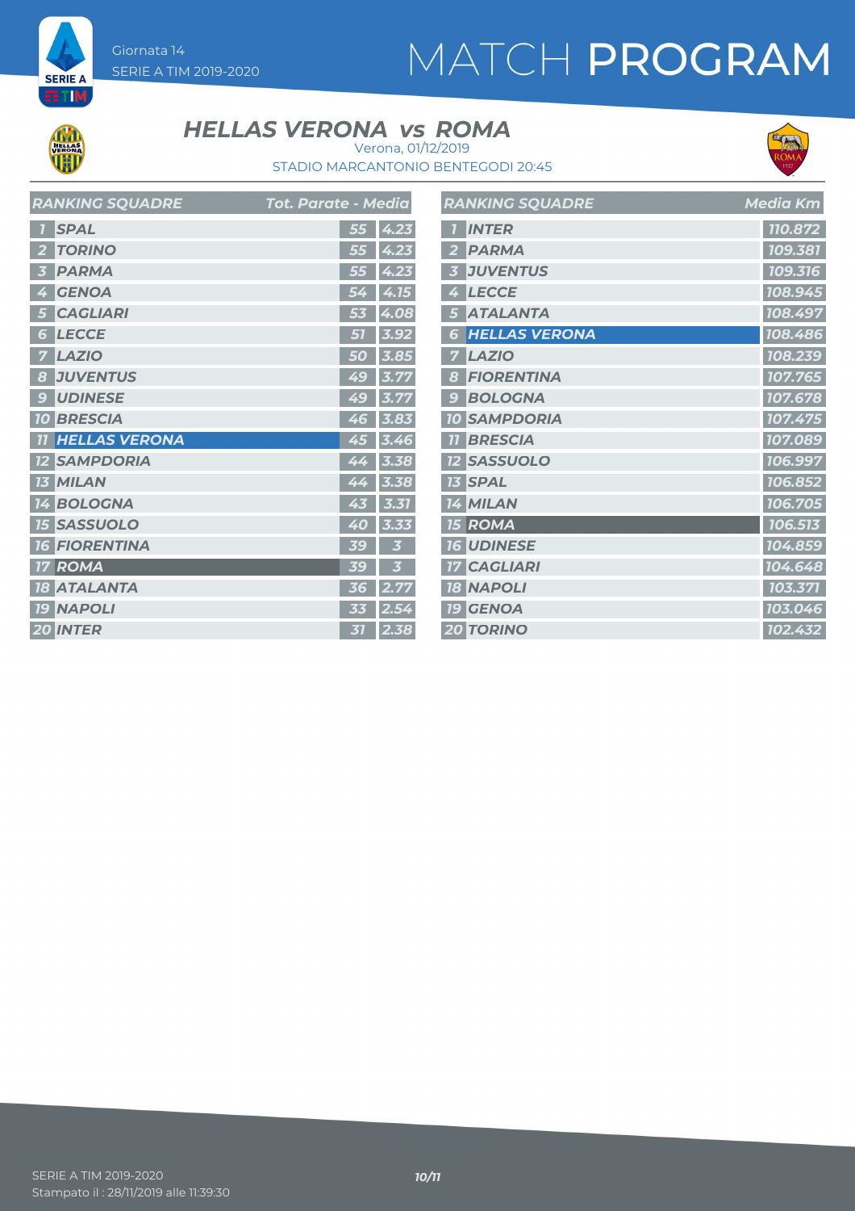# MATCH PROGRAM

Giornata 14
SERIE A TIM 2019-2020

## HELLAS VERONA vs ROMA

Verona, 01/12/2019
STADIO MARCANTONIO BENTEGODI 20:45

| | RANKING SQUADRE | Tot. Parate | Media |
|---|---|---|---|
| 1 | SPAL | 55 | 4.23 |
| 2 | TORINO | 55 | 4.23 |
| 3 | PARMA | 55 | 4.23 |
| 4 | GENOA | 54 | 4.15 |
| 5 | CAGLIARI | 53 | 4.08 |
| 6 | LECCE | 51 | 3.92 |
| 7 | LAZIO | 50 | 3.85 |
| 8 | JUVENTUS | 49 | 3.77 |
| 9 | UDINESE | 49 | 3.77 |
| 10 | BRESCIA | 46 | 3.83 |
| 11 | HELLAS VERONA | 45 | 3.46 |
| 12 | SAMPDORIA | 44 | 3.38 |
| 13 | MILAN | 44 | 3.38 |
| 14 | BOLOGNA | 43 | 3.31 |
| 15 | SASSUOLO | 40 | 3.33 |
| 16 | FIORENTINA | 39 | 3 |
| 17 | ROMA | 39 | 3 |
| 18 | ATALANTA | 36 | 2.77 |
| 19 | NAPOLI | 33 | 2.54 |
| 20 | INTER | 31 | 2.38 |

| | RANKING SQUADRE | Media Km |
|---|---|---|
| 1 | INTER | 110.872 |
| 2 | PARMA | 109.381 |
| 3 | JUVENTUS | 109.316 |
| 4 | LECCE | 108.945 |
| 5 | ATALANTA | 108.497 |
| 6 | HELLAS VERONA | 108.486 |
| 7 | LAZIO | 108.239 |
| 8 | FIORENTINA | 107.765 |
| 9 | BOLOGNA | 107.678 |
| 10 | SAMPDORIA | 107.475 |
| 11 | BRESCIA | 107.089 |
| 12 | SASSUOLO | 106.997 |
| 13 | SPAL | 106.852 |
| 14 | MILAN | 106.705 |
| 15 | ROMA | 106.513 |
| 16 | UDINESE | 104.859 |
| 17 | CAGLIARI | 104.648 |
| 18 | NAPOLI | 103.371 |
| 19 | GENOA | 103.046 |
| 20 | TORINO | 102.432 |

SERIE A TIM 2019-2020
Stampato il : 28/11/2019 alle 11:39:30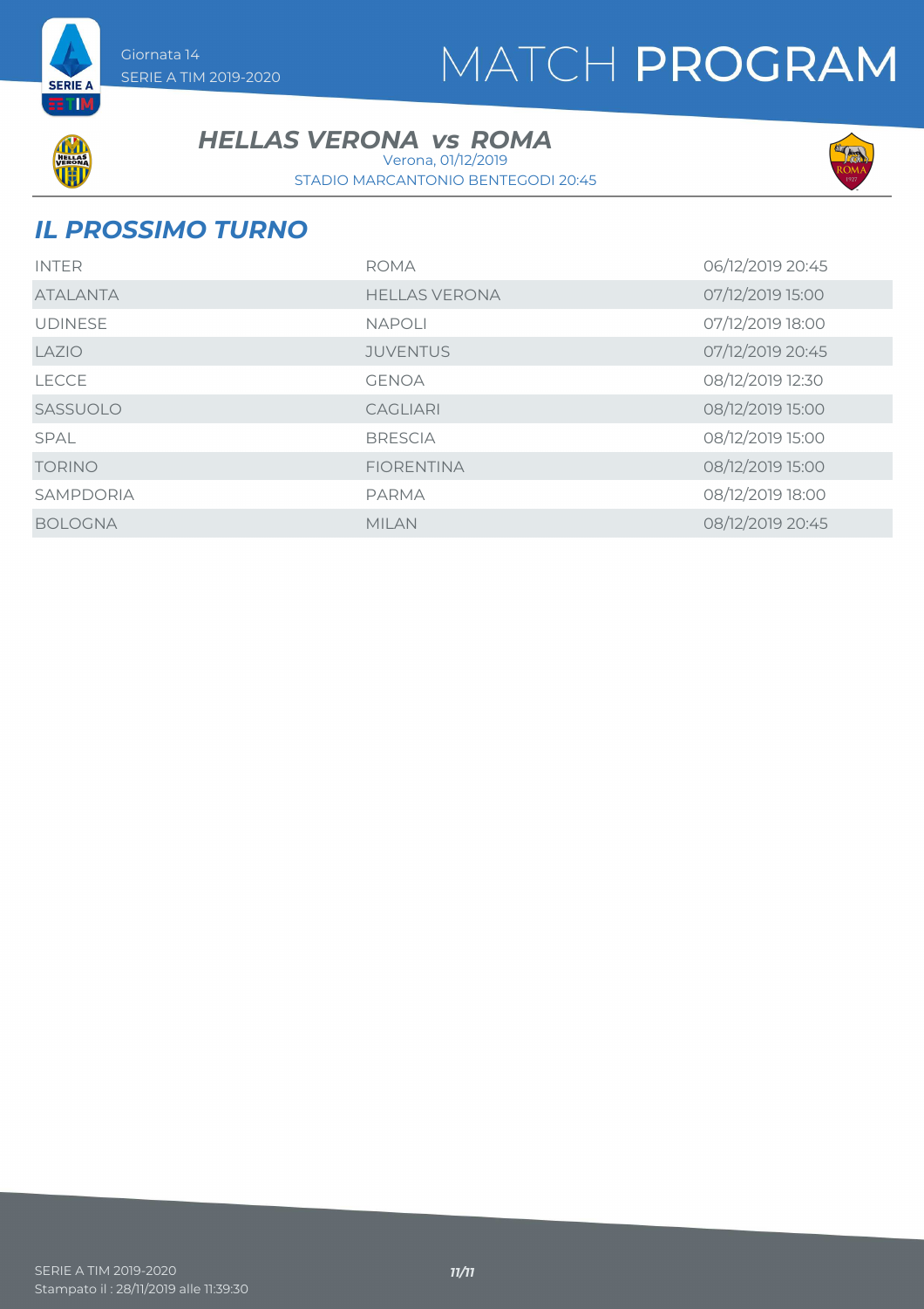Giornata 14
SERIE A TIM 2019-2020

# MATCH PROGRAM

## HELLAS VERONA vs ROMA

Verona, 01/12/2019
STADIO MARCANTONIO BENTEGODI 20:45

## IL PROSSIMO TURNO

| | | |
|---|---|---|
| INTER | ROMA | 06/12/2019 20:45 |
| ATALANTA | HELLAS VERONA | 07/12/2019 15:00 |
| UDINESE | NAPOLI | 07/12/2019 18:00 |
| LAZIO | JUVENTUS | 07/12/2019 20:45 |
| LECCE | GENOA | 08/12/2019 12:30 |
| SASSUOLO | CAGLIARI | 08/12/2019 15:00 |
| SPAL | BRESCIA | 08/12/2019 15:00 |
| TORINO | FIORENTINA | 08/12/2019 15:00 |
| SAMPDORIA | PARMA | 08/12/2019 18:00 |
| BOLOGNA | MILAN | 08/12/2019 20:45 |

Stampato il : 28/11/2019 alle 11:39:30